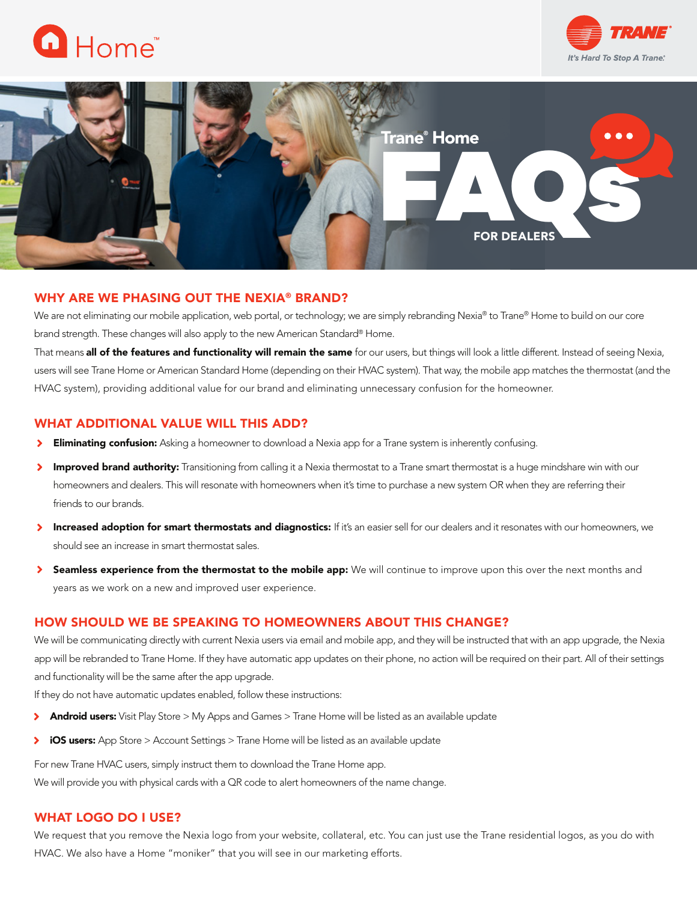Home™

TRANE® It's Hard To Stop A Trane.®

# Trane® Home FAQs FOR DEALERS

## WHY ARE WE PHASING OUT THE NEXIA® BRAND?

We are not eliminating our mobile application, web portal, or technology; we are simply rebranding Nexia® to Trane® Home to build on our core brand strength. These changes will also apply to the new American Standard® Home.

That means **all of the features and functionality will remain the same** for our users, but things will look a little different. Instead of seeing Nexia, users will see Trane Home or American Standard Home (depending on their HVAC system). That way, the mobile app matches the thermostat (and the HVAC system), providing additional value for our brand and eliminating unnecessary confusion for the homeowner.

## WHAT ADDITIONAL VALUE WILL THIS ADD?

- **Eliminating confusion:** Asking a homeowner to download a Nexia app for a Trane system is inherently confusing.
- **Improved brand authority:** Transitioning from calling it a Nexia thermostat to a Trane smart thermostat is a huge mindshare win with our homeowners and dealers. This will resonate with homeowners when it's time to purchase a new system OR when they are referring their friends to our brands.
- **Increased adoption for smart thermostats and diagnostics:** If it's an easier sell for our dealers and it resonates with our homeowners, we should see an increase in smart thermostat sales.
- **Seamless experience from the thermostat to the mobile app:** We will continue to improve upon this over the next months and years as we work on a new and improved user experience.

## HOW SHOULD WE BE SPEAKING TO HOMEOWNERS ABOUT THIS CHANGE?

We will be communicating directly with current Nexia users via email and mobile app, and they will be instructed that with an app upgrade, the Nexia app will be rebranded to Trane Home. If they have automatic app updates on their phone, no action will be required on their part. All of their settings and functionality will be the same after the app upgrade.

If they do not have automatic updates enabled, follow these instructions:

- **Android users:** Visit Play Store > My Apps and Games > Trane Home will be listed as an available update
- **iOS users:** App Store > Account Settings > Trane Home will be listed as an available update

For new Trane HVAC users, simply instruct them to download the Trane Home app.

We will provide you with physical cards with a QR code to alert homeowners of the name change.

## WHAT LOGO DO I USE?

We request that you remove the Nexia logo from your website, collateral, etc. You can just use the Trane residential logos, as you do with HVAC. We also have a Home "moniker" that you will see in our marketing efforts.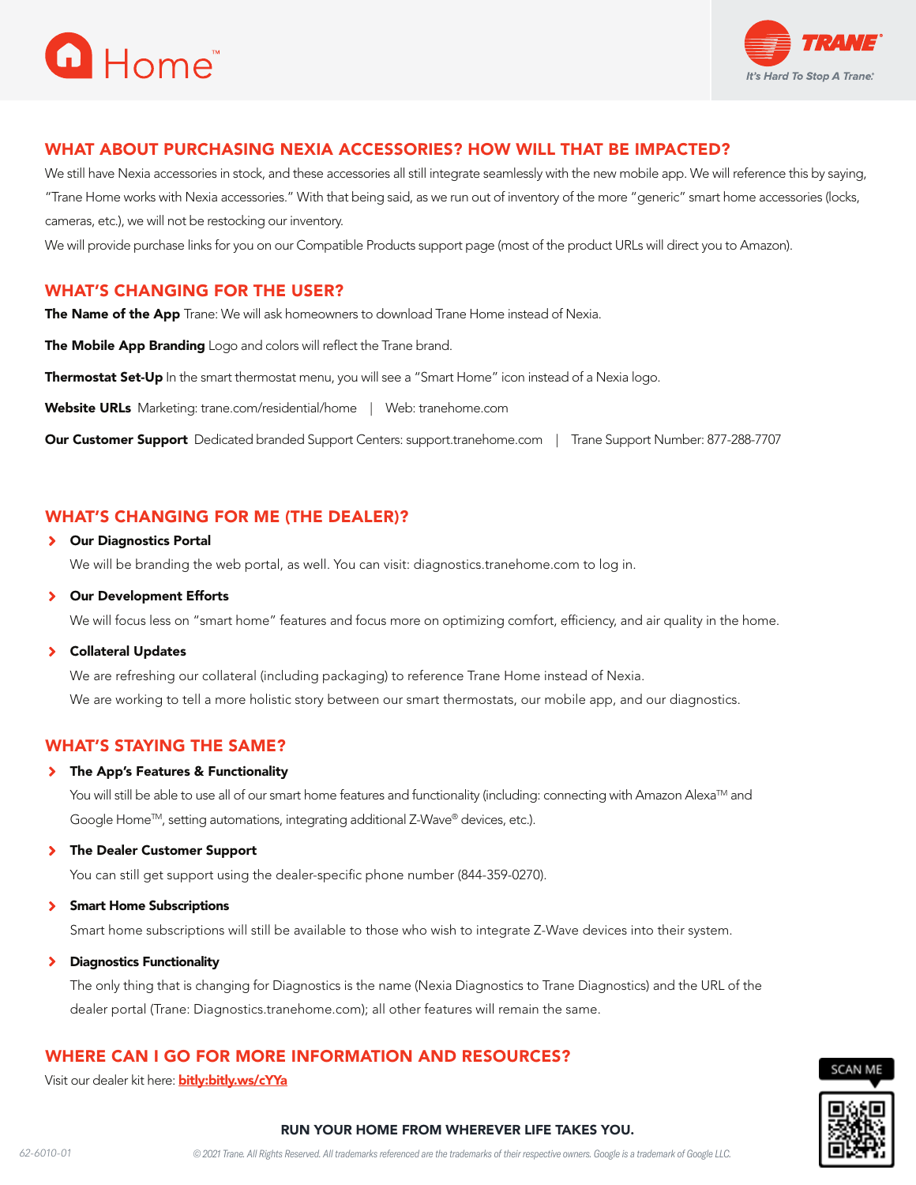Home™

TRANE® It's Hard To Stop A Trane.®

## WHAT ABOUT PURCHASING NEXIA ACCESSORIES? HOW WILL THAT BE IMPACTED?

We still have Nexia accessories in stock, and these accessories all still integrate seamlessly with the new mobile app. We will reference this by saying, "Trane Home works with Nexia accessories." With that being said, as we run out of inventory of the more "generic" smart home accessories (locks, cameras, etc.), we will not be restocking our inventory.

We will provide purchase links for you on our Compatible Products support page (most of the product URLs will direct you to Amazon).

## WHAT'S CHANGING FOR THE USER?

**The Name of the App** Trane: We will ask homeowners to download Trane Home instead of Nexia.

**The Mobile App Branding** Logo and colors will reflect the Trane brand.

**Thermostat Set-Up** In the smart thermostat menu, you will see a "Smart Home" icon instead of a Nexia logo.

**Website URLs** Marketing: trane.com/residential/home | Web: tranehome.com

**Our Customer Support** Dedicated branded Support Centers: support.tranehome.com | Trane Support Number: 877-288-7707

## WHAT'S CHANGING FOR ME (THE DEALER)?

- **Our Diagnostics Portal**

  We will be branding the web portal, as well. You can visit: diagnostics.tranehome.com to log in.

- **Our Development Efforts**

  We will focus less on "smart home" features and focus more on optimizing comfort, efficiency, and air quality in the home.

- **Collateral Updates**

  We are refreshing our collateral (including packaging) to reference Trane Home instead of Nexia.

  We are working to tell a more holistic story between our smart thermostats, our mobile app, and our diagnostics.

## WHAT'S STAYING THE SAME?

- **The App's Features & Functionality**

  You will still be able to use all of our smart home features and functionality (including: connecting with Amazon Alexa™ and Google Home™, setting automations, integrating additional Z-Wave® devices, etc.).

- **The Dealer Customer Support**

  You can still get support using the dealer-specific phone number (844-359-0270).

- **Smart Home Subscriptions**

  Smart home subscriptions will still be available to those who wish to integrate Z-Wave devices into their system.

- **Diagnostics Functionality**

  The only thing that is changing for Diagnostics is the name (Nexia Diagnostics to Trane Diagnostics) and the URL of the dealer portal (Trane: Diagnostics.tranehome.com); all other features will remain the same.

## WHERE CAN I GO FOR MORE INFORMATION AND RESOURCES?

Visit our dealer kit here: **bitly:bitly.ws/cYYa**

SCAN ME

**RUN YOUR HOME FROM WHEREVER LIFE TAKES YOU.**

62-6010-01

*© 2021 Trane. All Rights Reserved. All trademarks referenced are the trademarks of their respective owners. Google is a trademark of Google LLC.*